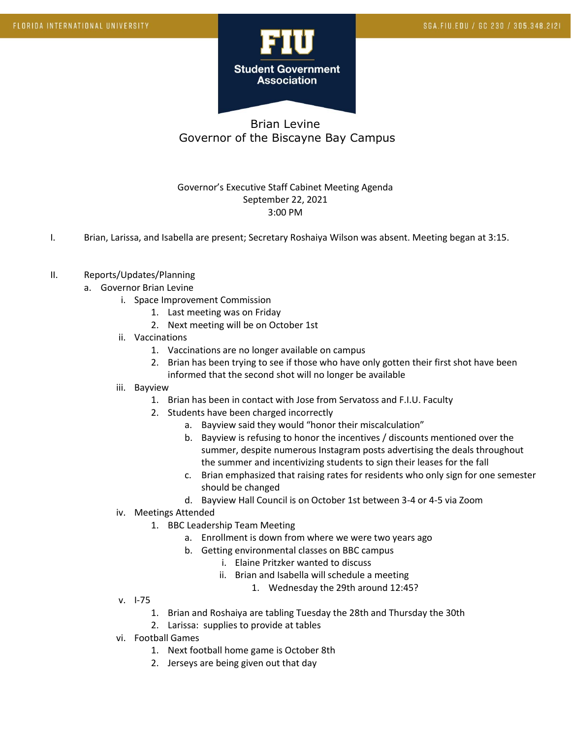FLORIDA INTERNATIONAL UNIVERSITY

SGA.FIU.EDU / GC 230 / 305.348.2121

FIU Student Government Association

# Brian Levine
## Governor of the Biscayne Bay Campus

Governor's Executive Staff Cabinet Meeting Agenda
September 22, 2021
3:00 PM

I. Brian, Larissa, and Isabella are present; Secretary Roshaiya Wilson was absent. Meeting began at 3:15.

II. Reports/Updates/Planning
  a. Governor Brian Levine
    i. Space Improvement Commission
      1. Last meeting was on Friday
      2. Next meeting will be on October 1st
    ii. Vaccinations
      1. Vaccinations are no longer available on campus
      2. Brian has been trying to see if those who have only gotten their first shot have been informed that the second shot will no longer be available
    iii. Bayview
      1. Brian has been in contact with Jose from Servatoss and F.I.U. Faculty
      2. Students have been charged incorrectly
        a. Bayview said they would "honor their miscalculation"
        b. Bayview is refusing to honor the incentives / discounts mentioned over the summer, despite numerous Instagram posts advertising the deals throughout the summer and incentivizing students to sign their leases for the fall
        c. Brian emphasized that raising rates for residents who only sign for one semester should be changed
        d. Bayview Hall Council is on October 1st between 3-4 or 4-5 via Zoom
    iv. Meetings Attended
      1. BBC Leadership Team Meeting
        a. Enrollment is down from where we were two years ago
        b. Getting environmental classes on BBC campus
          i. Elaine Pritzker wanted to discuss
          ii. Brian and Isabella will schedule a meeting
            1. Wednesday the 29th around 12:45?
    v. I-75
      1. Brian and Roshaiya are tabling Tuesday the 28th and Thursday the 30th
      2. Larissa: supplies to provide at tables
    vi. Football Games
      1. Next football home game is October 8th
      2. Jerseys are being given out that day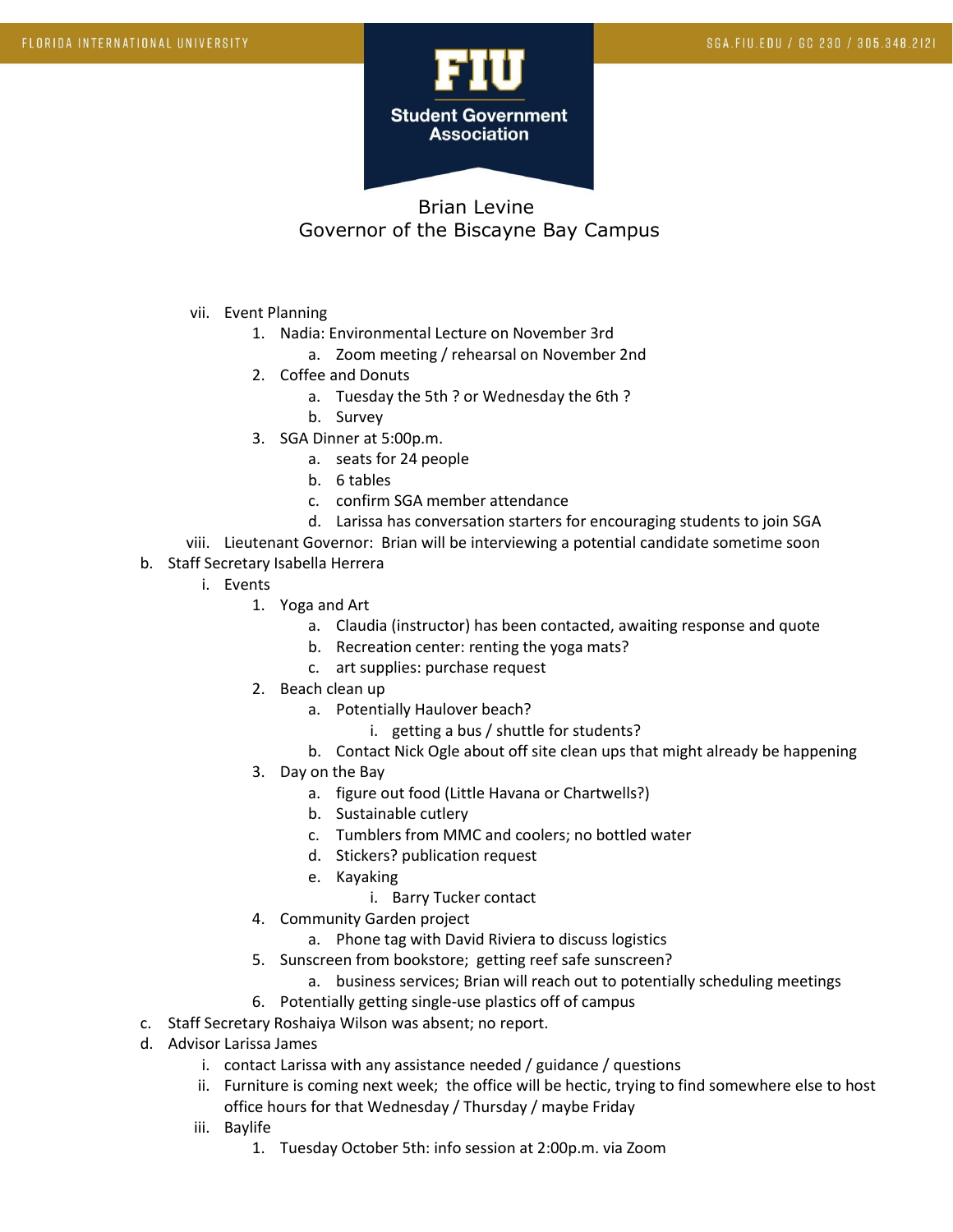Brian Levine
Governor of the Biscayne Bay Campus

- vii. Event Planning
  1. Nadia: Environmental Lecture on November 3rd
     a. Zoom meeting / rehearsal on November 2nd
  2. Coffee and Donuts
     a. Tuesday the 5th ? or Wednesday the 6th ?
     b. Survey
  3. SGA Dinner at 5:00p.m.
     a. seats for 24 people
     b. 6 tables
     c. confirm SGA member attendance
     d. Larissa has conversation starters for encouraging students to join SGA
- viii. Lieutenant Governor: Brian will be interviewing a potential candidate sometime soon

b. Staff Secretary Isabella Herrera
- i. Events
  1. Yoga and Art
     a. Claudia (instructor) has been contacted, awaiting response and quote
     b. Recreation center: renting the yoga mats?
     c. art supplies: purchase request
  2. Beach clean up
     a. Potentially Haulover beach?
        - i. getting a bus / shuttle for students?
     b. Contact Nick Ogle about off site clean ups that might already be happening
  3. Day on the Bay
     a. figure out food (Little Havana or Chartwells?)
     b. Sustainable cutlery
     c. Tumblers from MMC and coolers; no bottled water
     d. Stickers? publication request
     e. Kayaking
        - i. Barry Tucker contact
  4. Community Garden project
     a. Phone tag with David Riviera to discuss logistics
  5. Sunscreen from bookstore; getting reef safe sunscreen?
     a. business services; Brian will reach out to potentially scheduling meetings
  6. Potentially getting single-use plastics off of campus

c. Staff Secretary Roshaiya Wilson was absent; no report.

d. Advisor Larissa James
- i. contact Larissa with any assistance needed / guidance / questions
- ii. Furniture is coming next week; the office will be hectic, trying to find somewhere else to host office hours for that Wednesday / Thursday / maybe Friday
- iii. Baylife
  1. Tuesday October 5th: info session at 2:00p.m. via Zoom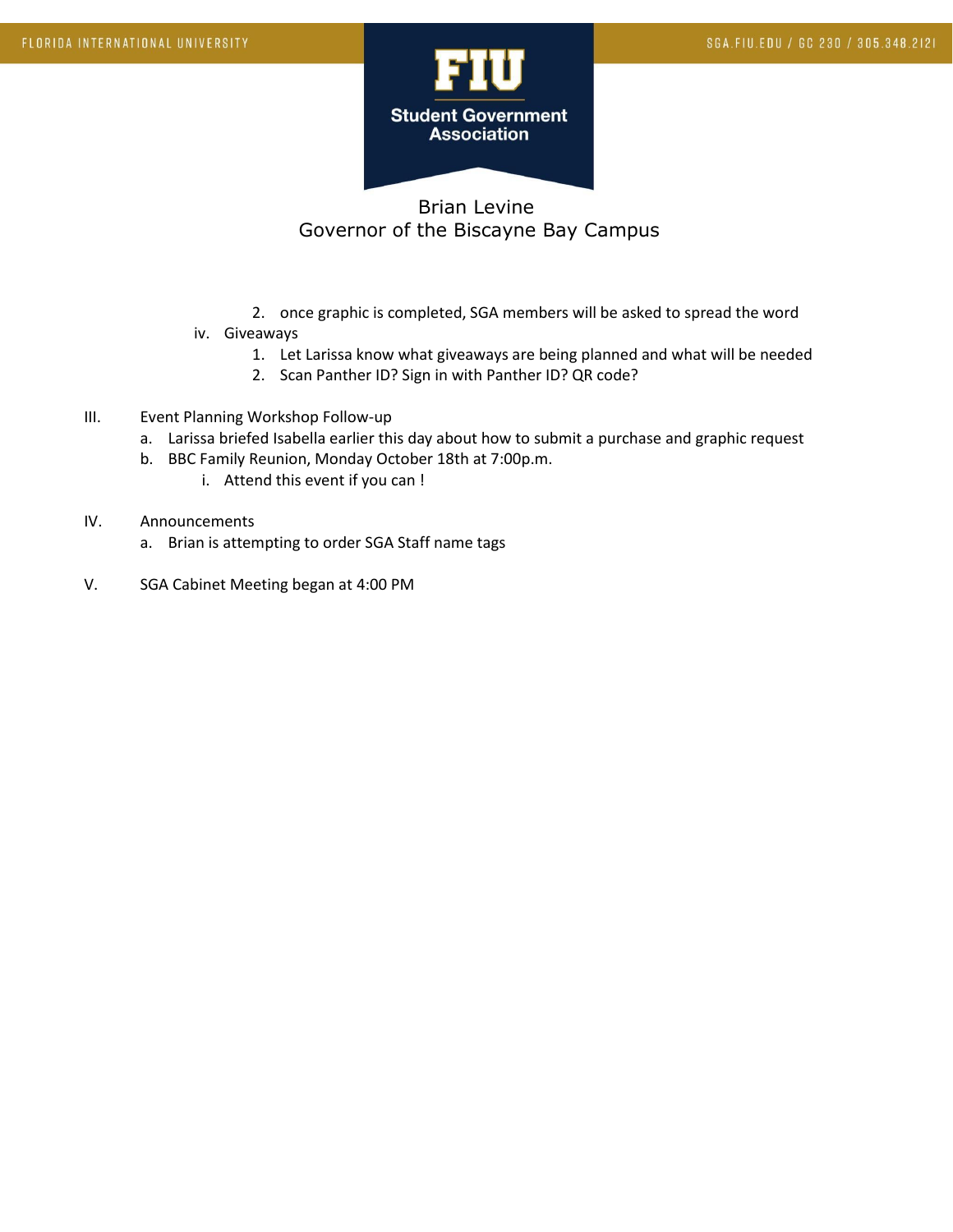Brian Levine
Governor of the Biscayne Bay Campus

            2. once graphic is completed, SGA members will be asked to spread the word
        iv. Giveaways
            1. Let Larissa know what giveaways are being planned and what will be needed
            2. Scan Panther ID? Sign in with Panther ID? QR code?

III. Event Planning Workshop Follow-up
    a. Larissa briefed Isabella earlier this day about how to submit a purchase and graphic request
    b. BBC Family Reunion, Monday October 18th at 7:00p.m.
        i. Attend this event if you can !

IV. Announcements
    a. Brian is attempting to order SGA Staff name tags

V. SGA Cabinet Meeting began at 4:00 PM